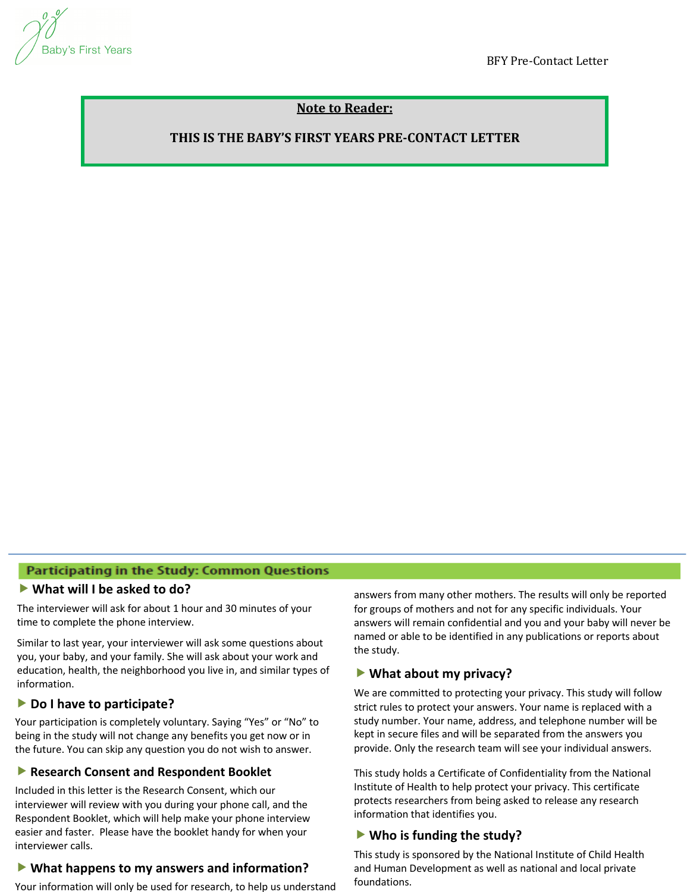Baby's First Years

BFY Pre-Contact Letter

**Note to Reader:**

**THIS IS THE BABY'S FIRST YEARS PRE-CONTACT LETTER**

## Participating in the Study: Common Questions

### What will I be asked to do?

The interviewer will ask for about 1 hour and 30 minutes of your time to complete the phone interview.

Similar to last year, your interviewer will ask some questions about you, your baby, and your family. She will ask about your work and education, health, the neighborhood you live in, and similar types of information.

### Do I have to participate?

Your participation is completely voluntary. Saying "Yes" or "No" to being in the study will not change any benefits you get now or in the future. You can skip any question you do not wish to answer.

### Research Consent and Respondent Booklet

Included in this letter is the Research Consent, which our interviewer will review with you during your phone call, and the Respondent Booklet, which will help make your phone interview easier and faster. Please have the booklet handy for when your interviewer calls.

### What happens to my answers and information?

Your information will only be used for research, to help us understand answers from many other mothers. The results will only be reported for groups of mothers and not for any specific individuals. Your answers will remain confidential and you and your baby will never be named or able to be identified in any publications or reports about the study.

### What about my privacy?

We are committed to protecting your privacy. This study will follow strict rules to protect your answers. Your name is replaced with a study number. Your name, address, and telephone number will be kept in secure files and will be separated from the answers you provide. Only the research team will see your individual answers.

This study holds a Certificate of Confidentiality from the National Institute of Health to help protect your privacy. This certificate protects researchers from being asked to release any research information that identifies you.

### Who is funding the study?

This study is sponsored by the National Institute of Child Health and Human Development as well as national and local private foundations.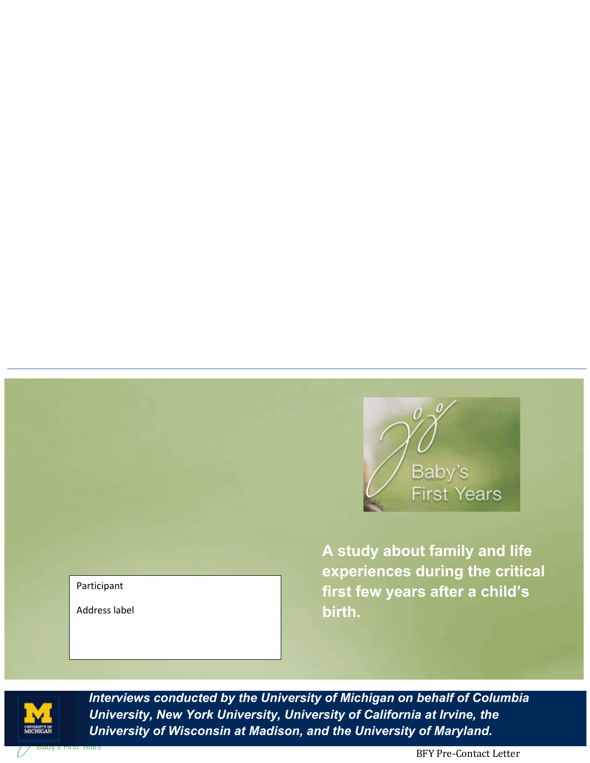Baby's First Years

Participant

Address label

**A study about family and life experiences during the critical first few years after a child's birth.**

***Interviews conducted by the University of Michigan on behalf of Columbia University, New York University, University of California at Irvine, the University of Wisconsin at Madison, and the University of Maryland.***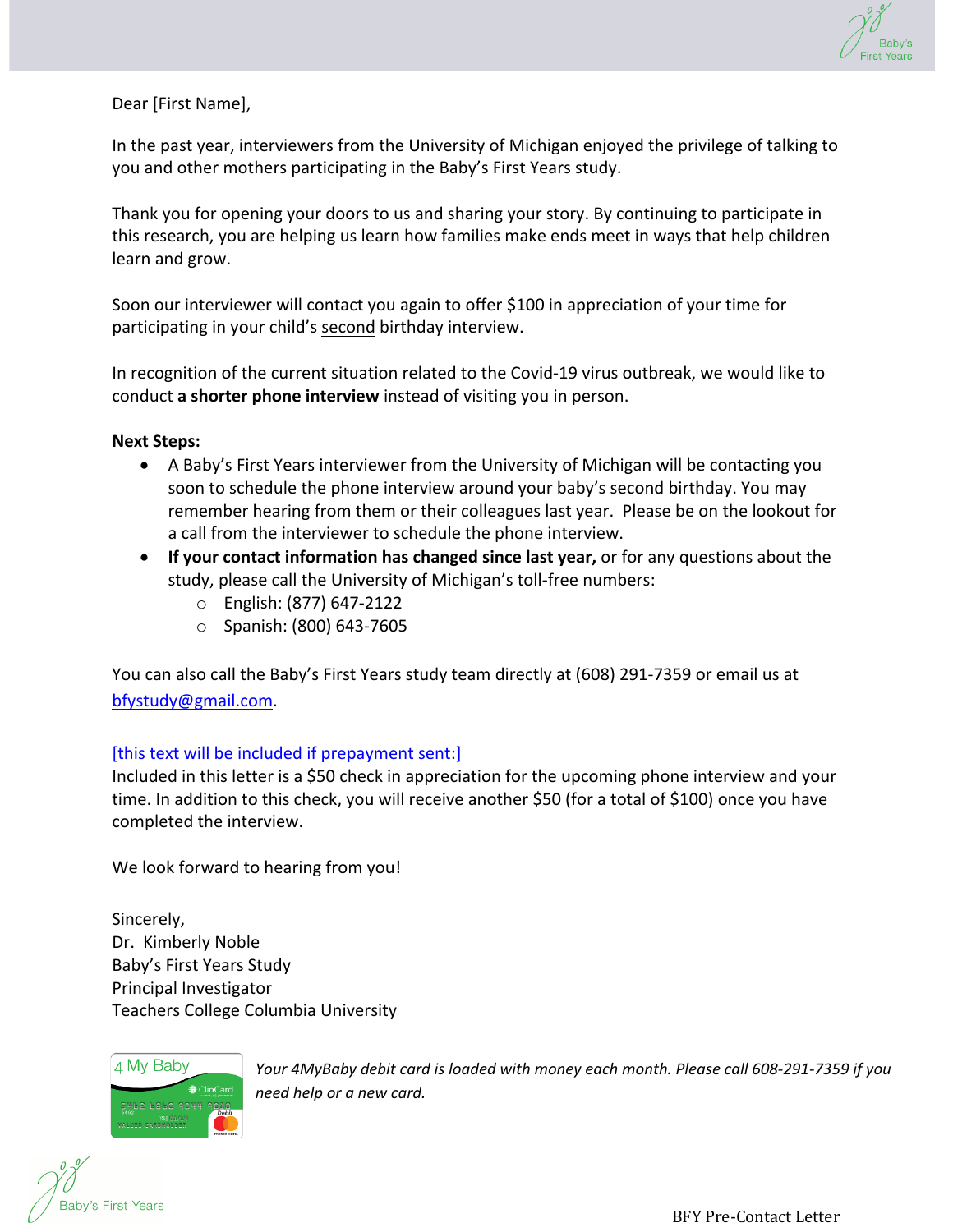Dear [First Name],

In the past year, interviewers from the University of Michigan enjoyed the privilege of talking to you and other mothers participating in the Baby's First Years study.

Thank you for opening your doors to us and sharing your story. By continuing to participate in this research, you are helping us learn how families make ends meet in ways that help children learn and grow.

Soon our interviewer will contact you again to offer $100 in appreciation of your time for participating in your child's <u>second</u> birthday interview.

In recognition of the current situation related to the Covid-19 virus outbreak, we would like to conduct **a shorter phone interview** instead of visiting you in person.

**Next Steps:**

- A Baby's First Years interviewer from the University of Michigan will be contacting you soon to schedule the phone interview around your baby's second birthday. You may remember hearing from them or their colleagues last year. Please be on the lookout for a call from the interviewer to schedule the phone interview.
- **If your contact information has changed since last year,** or for any questions about the study, please call the University of Michigan's toll-free numbers:
  - English: (877) 647-2122
  - Spanish: (800) 643-7605

You can also call the Baby's First Years study team directly at (608) 291-7359 or email us at bfystudy@gmail.com.

[this text will be included if prepayment sent:]
Included in this letter is a $50 check in appreciation for the upcoming phone interview and your time. In addition to this check, you will receive another $50 (for a total of $100) once you have completed the interview.

We look forward to hearing from you!

Sincerely,
Dr. Kimberly Noble
Baby's First Years Study
Principal Investigator
Teachers College Columbia University

*Your 4MyBaby debit card is loaded with money each month. Please call 608-291-7359 if you need help or a new card.*

BFY Pre-Contact Letter